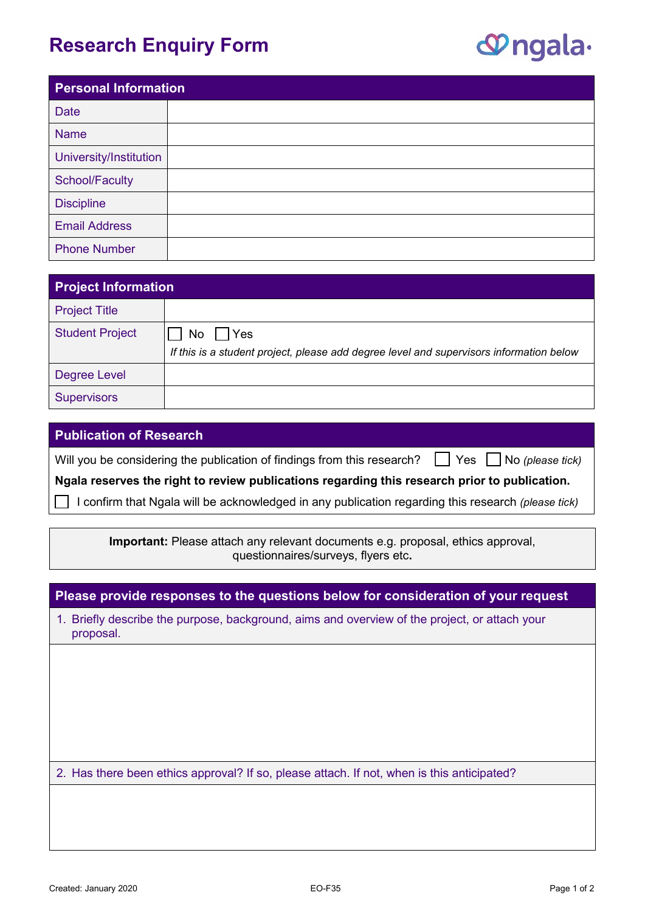# Research Enquiry Form

| Personal Information | |
|---|---|
| Date | |
| Name | |
| University/Institution | |
| School/Faculty | |
| Discipline | |
| Email Address | |
| Phone Number | |

| Project Information | |
|---|---|
| Project Title | |
| Student Project | ☐ No ☐ Yes<br>*If this is a student project, please add degree level and supervisors information below* |
| Degree Level | |
| Supervisors | |

## Publication of Research

Will you be considering the publication of findings from this research? ☐ Yes ☐ No *(please tick)*

**Ngala reserves the right to review publications regarding this research prior to publication.**

☐ I confirm that Ngala will be acknowledged in any publication regarding this research *(please tick)*

**Important:** Please attach any relevant documents e.g. proposal, ethics approval, questionnaires/surveys, flyers etc**.**

## Please provide responses to the questions below for consideration of your request

1. Briefly describe the purpose, background, aims and overview of the project, or attach your proposal.

2. Has there been ethics approval? If so, please attach. If not, when is this anticipated?

Created: January 2020 EO-F35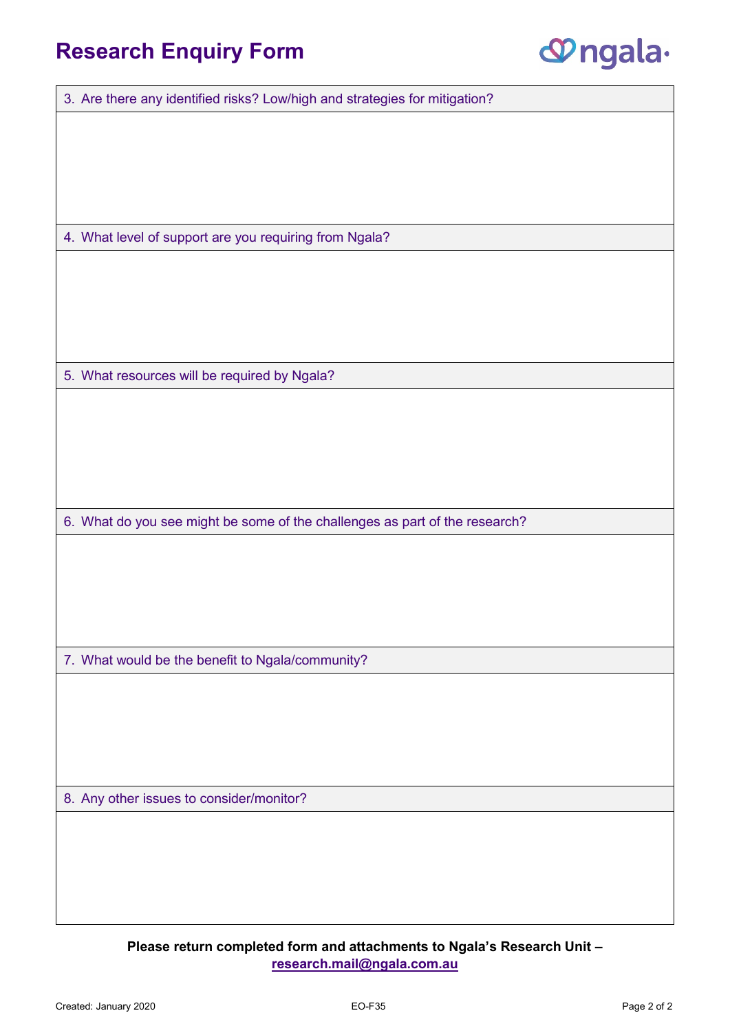# Research Enquiry Form

3. Are there any identified risks? Low/high and strategies for mitigation?

4. What level of support are you requiring from Ngala?

5. What resources will be required by Ngala?

6. What do you see might be some of the challenges as part of the research?

7. What would be the benefit to Ngala/community?

8. Any other issues to consider/monitor?

**Please return completed form and attachments to Ngala's Research Unit – research.mail@ngala.com.au**

Created: January 2020 EO-F35